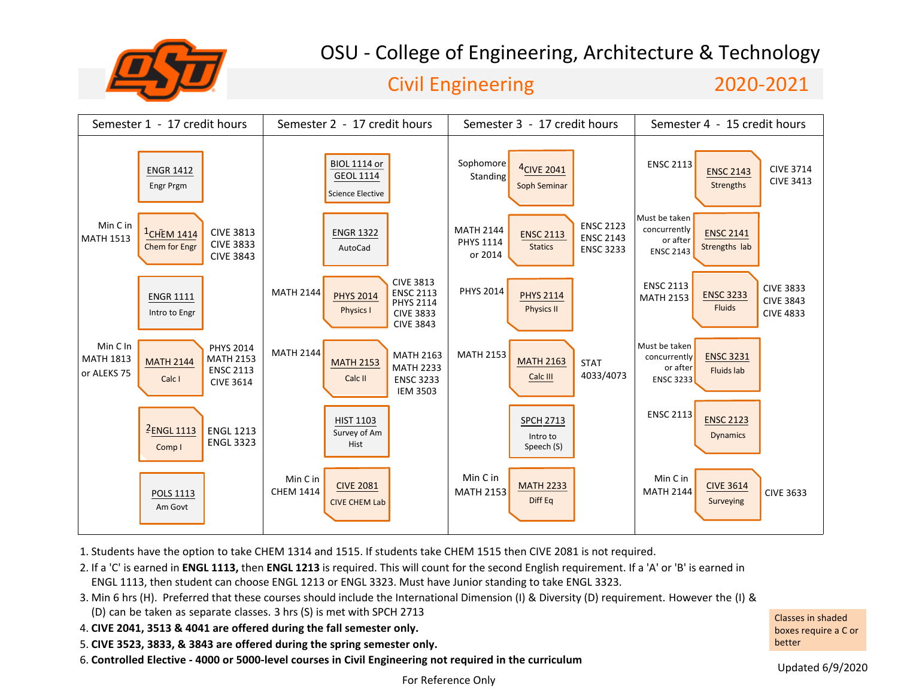# OSU - College of Engineering, Architecture & Technology

## Civil Engineering 2020-2021

| Semester 1 - 17 credit hours | Semester 2 - 17 credit hours | Semester 3 - 17 credit hours | Semester 4 - 15 credit hours |
|---|---|---|---|
| **ENGR 1412** Engr Prgm | **BIOL 1114 or GEOL 1114** Science Elective | Prereq: Sophomore Standing — **[4] CIVE 2041** Soph Seminar | Prereq: ENSC 2113 — **ENSC 2143** Strengths — Leads to: CIVE 3714, CIVE 3413 |
| Prereq: Min C in MATH 1513 — **[1] CHEM 1414** Chem for Engr — Leads to: CIVE 3813, CIVE 3833, CIVE 3843 | **ENGR 1322** AutoCad | Prereq: MATH 2144, PHYS 1114 or 2014 — **ENSC 2113** Statics — Leads to: ENSC 2123, ENSC 2143, ENSC 3233 | Prereq: Must be taken concurrently or after ENSC 2143 — **ENSC 2141** Strengths lab |
| **ENGR 1111** Intro to Engr | Prereq: MATH 2144 — **PHYS 2014** Physics I — Leads to: CIVE 3813, ENSC 2113, PHYS 2114, CIVE 3833, CIVE 3843 | Prereq: PHYS 2014 — **PHYS 2114** Physics II | Prereq: ENSC 2113, MATH 2153 — **ENSC 3233** Fluids — Leads to: CIVE 3833, CIVE 3843, CIVE 4833 |
| Prereq: Min C In MATH 1813 or ALEKS 75 — **MATH 2144** Calc I — Leads to: PHYS 2014, MATH 2153, ENSC 2113, CIVE 3614 | Prereq: MATH 2144 — **MATH 2153** Calc II — Leads to: MATH 2163, MATH 2233, ENSC 3233, IEM 3503 | Prereq: MATH 2153 — **MATH 2163** Calc III — Leads to: STAT 4033/4073 | Prereq: Must be taken concurrently or after ENSC 3233 — **ENSC 3231** Fluids lab |
| **[2] ENGL 1113** Comp I — Leads to: ENGL 1213, ENGL 3323 | **HIST 1103** Survey of Am Hist | **SPCH 2713** Intro to Speech (S) | Prereq: ENSC 2113 — **ENSC 2123** Dynamics |
| **POLS 1113** Am Govt | Prereq: Min C in CHEM 1414 — **CIVE 2081** CIVE CHEM Lab | Prereq: Min C in MATH 2153 — **MATH 2233** Diff Eq | Prereq: Min C in MATH 2144 — **CIVE 3614** Surveying — Leads to: CIVE 3633 |

1. Students have the option to take CHEM 1314 and 1515. If students take CHEM 1515 then CIVE 2081 is not required.
2. If a 'C' is earned in **ENGL 1113,** then **ENGL 1213** is required. This will count for the second English requirement. If a 'A' or 'B' is earned in ENGL 1113, then student can choose ENGL 1213 or ENGL 3323. Must have Junior standing to take ENGL 3323.
3. Min 6 hrs (H). Preferred that these courses should include the International Dimension (I) & Diversity (D) requirement. However the (I) & (D) can be taken as separate classes. 3 hrs (S) is met with SPCH 2713
4. **CIVE 2041, 3513 & 4041 are offered during the fall semester only.**
5. **CIVE 3523, 3833, & 3843 are offered during the spring semester only.**
6. **Controlled Elective - 4000 or 5000-level courses in Civil Engineering not required in the curriculum**

Classes in shaded boxes require a C or better

Updated 6/9/2020

For Reference Only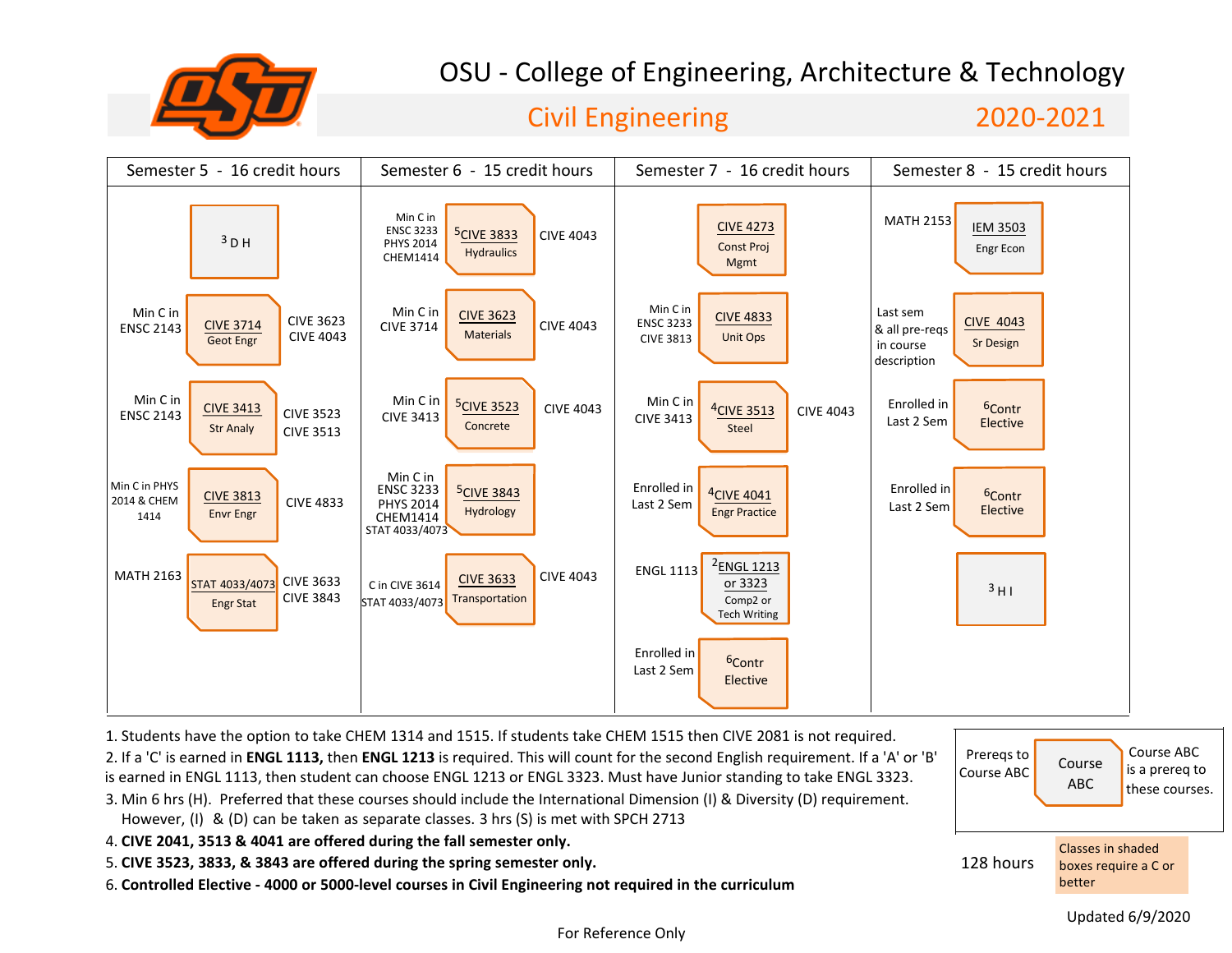# OSU - College of Engineering, Architecture & Technology

## Civil Engineering 2020-2021

| Semester 5 - 16 credit hours | Semester 6 - 15 credit hours | Semester 7 - 16 credit hours | Semester 8 - 15 credit hours |
|---|---|---|---|
| [3] D H | Prereqs: Min C in ENSC 3233, PHYS 2014, CHEM1414 — [5] CIVE 3833 Hydraulics — Prereq to: CIVE 4043 | CIVE 4273 Const Proj Mgmt | Prereqs: MATH 2153 — IEM 3503 Engr Econ |
| Prereqs: Min C in ENSC 2143 — CIVE 3714 Geot Engr — Prereq to: CIVE 3623, CIVE 4043 | Prereqs: Min C in CIVE 3714 — CIVE 3623 Materials — Prereq to: CIVE 4043 | Prereqs: Min C in ENSC 3233, CIVE 3813 — CIVE 4833 Unit Ops | Prereqs: Last sem & all pre-reqs in course description — CIVE 4043 Sr Design |
| Prereqs: Min C in ENSC 2143 — CIVE 3413 Str Analy — Prereq to: CIVE 3523, CIVE 3513 | Prereqs: Min C in CIVE 3413 — [5] CIVE 3523 Concrete — Prereq to: CIVE 4043 | Prereqs: Min C in CIVE 3413 — [4] CIVE 3513 Steel — Prereq to: CIVE 4043 | Prereqs: Enrolled in Last 2 Sem — [6] Contr Elective |
| Prereqs: Min C in PHYS 2014 & CHEM 1414 — CIVE 3813 Envr Engr — Prereq to: CIVE 4833 | Prereqs: Min C in ENSC 3233, PHYS 2014, CHEM1414, STAT 4033/4073 — [5] CIVE 3843 Hydrology | Prereqs: Enrolled in Last 2 Sem — [4] CIVE 4041 Engr Practice | Prereqs: Enrolled in Last 2 Sem — [6] Contr Elective |
| Prereqs: MATH 2163 — STAT 4033/4073 Engr Stat — Prereq to: CIVE 3633, CIVE 3843 | Prereqs: C in CIVE 3614, STAT 4033/4073 — CIVE 3633 Transportation — Prereq to: CIVE 4043 | Prereqs: ENGL 1113 — [2] ENGL 1213 or 3323 Comp2 or Tech Writing | [3] H I |
| | | Prereqs: Enrolled in Last 2 Sem — [6] Contr Elective | |

1. Students have the option to take CHEM 1314 and 1515. If students take CHEM 1515 then CIVE 2081 is not required.
2. If a 'C' is earned in **ENGL 1113,** then **ENGL 1213** is required. This will count for the second English requirement. If a 'A' or 'B' is earned in ENGL 1113, then student can choose ENGL 1213 or ENGL 3323. Must have Junior standing to take ENGL 3323.
3. Min 6 hrs (H). Preferred that these courses should include the International Dimension (I) & Diversity (D) requirement. However, (I) & (D) can be taken as separate classes. 3 hrs (S) is met with SPCH 2713
4. **CIVE 2041, 3513 & 4041 are offered during the fall semester only.**
5. **CIVE 3523, 3833, & 3843 are offered during the spring semester only.**
6. **Controlled Elective - 4000 or 5000-level courses in Civil Engineering not required in the curriculum**

Legend: Prereqs to Course ABC — Course ABC — Course ABC is a prereq to these courses.

128 hours

Classes in shaded boxes require a C or better

Updated 6/9/2020

For Reference Only